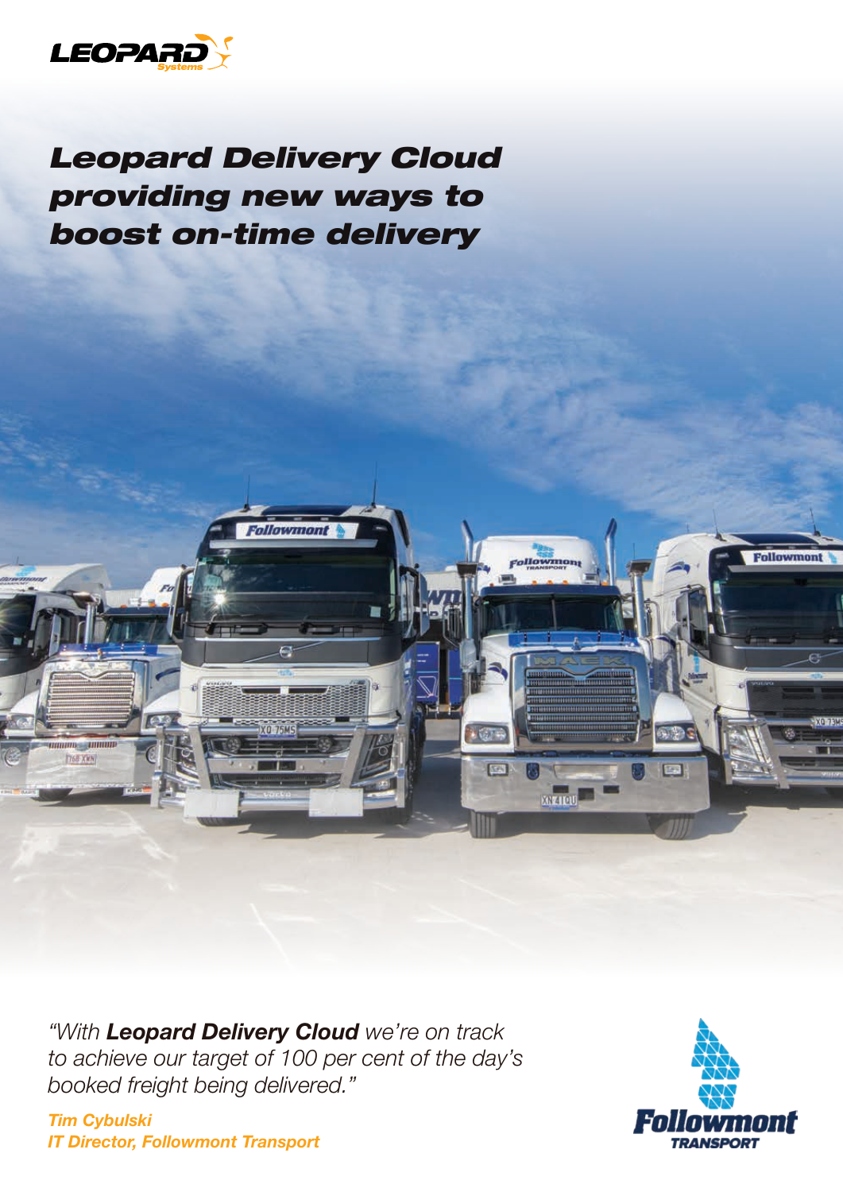# *Leopard Delivery Cloud providing new ways to boost on-time delivery*

*"With **Leopard Delivery Cloud** we're on track to achieve our target of 100 per cent of the day's booked freight being delivered."*

***Tim Cybulski***
***IT Director, Followmont Transport***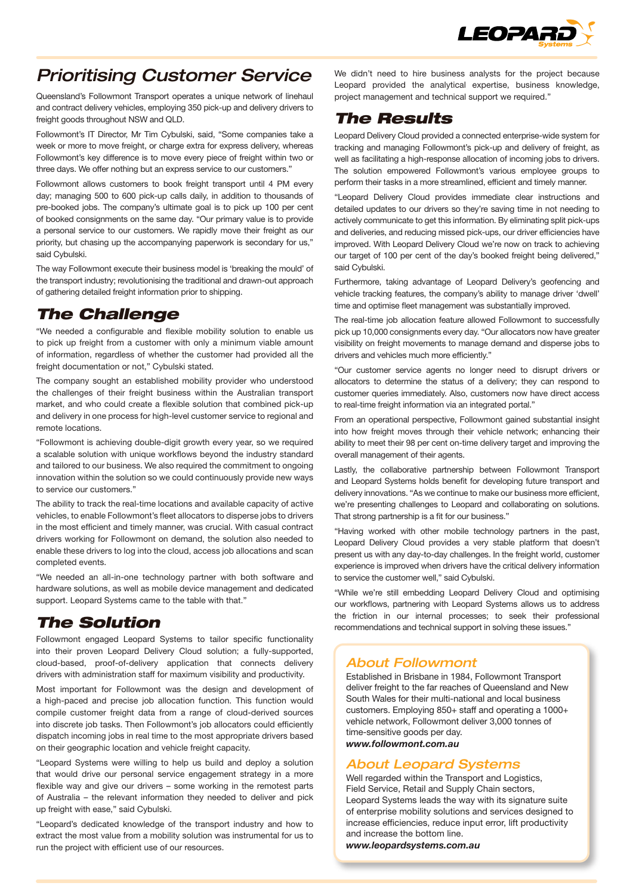# Prioritising Customer Service

Queensland's Followmont Transport operates a unique network of linehaul and contract delivery vehicles, employing 350 pick-up and delivery drivers to freight goods throughout NSW and QLD.

Followmont's IT Director, Mr Tim Cybulski, said, "Some companies take a week or more to move freight, or charge extra for express delivery, whereas Followmont's key difference is to move every piece of freight within two or three days. We offer nothing but an express service to our customers."

Followmont allows customers to book freight transport until 4 PM every day; managing 500 to 600 pick-up calls daily, in addition to thousands of pre-booked jobs. The company's ultimate goal is to pick up 100 per cent of booked consignments on the same day. "Our primary value is to provide a personal service to our customers. We rapidly move their freight as our priority, but chasing up the accompanying paperwork is secondary for us," said Cybulski.

The way Followmont execute their business model is 'breaking the mould' of the transport industry; revolutionising the traditional and drawn-out approach of gathering detailed freight information prior to shipping.

## The Challenge

"We needed a configurable and flexible mobility solution to enable us to pick up freight from a customer with only a minimum viable amount of information, regardless of whether the customer had provided all the freight documentation or not," Cybulski stated.

The company sought an established mobility provider who understood the challenges of their freight business within the Australian transport market, and who could create a flexible solution that combined pick-up and delivery in one process for high-level customer service to regional and remote locations.

"Followmont is achieving double-digit growth every year, so we required a scalable solution with unique workflows beyond the industry standard and tailored to our business. We also required the commitment to ongoing innovation within the solution so we could continuously provide new ways to service our customers."

The ability to track the real-time locations and available capacity of active vehicles, to enable Followmont's fleet allocators to disperse jobs to drivers in the most efficient and timely manner, was crucial. With casual contract drivers working for Followmont on demand, the solution also needed to enable these drivers to log into the cloud, access job allocations and scan completed events.

"We needed an all-in-one technology partner with both software and hardware solutions, as well as mobile device management and dedicated support. Leopard Systems came to the table with that."

## The Solution

Followmont engaged Leopard Systems to tailor specific functionality into their proven Leopard Delivery Cloud solution; a fully-supported, cloud-based, proof-of-delivery application that connects delivery drivers with administration staff for maximum visibility and productivity.

Most important for Followmont was the design and development of a high-paced and precise job allocation function. This function would compile customer freight data from a range of cloud-derived sources into discrete job tasks. Then Followmont's job allocators could efficiently dispatch incoming jobs in real time to the most appropriate drivers based on their geographic location and vehicle freight capacity.

"Leopard Systems were willing to help us build and deploy a solution that would drive our personal service engagement strategy in a more flexible way and give our drivers – some working in the remotest parts of Australia – the relevant information they needed to deliver and pick up freight with ease," said Cybulski.

"Leopard's dedicated knowledge of the transport industry and how to extract the most value from a mobility solution was instrumental for us to run the project with efficient use of our resources.

We didn't need to hire business analysts for the project because Leopard provided the analytical expertise, business knowledge, project management and technical support we required."

## The Results

Leopard Delivery Cloud provided a connected enterprise-wide system for tracking and managing Followmont's pick-up and delivery of freight, as well as facilitating a high-response allocation of incoming jobs to drivers. The solution empowered Followmont's various employee groups to perform their tasks in a more streamlined, efficient and timely manner.

"Leopard Delivery Cloud provides immediate clear instructions and detailed updates to our drivers so they're saving time in not needing to actively communicate to get this information. By eliminating split pick-ups and deliveries, and reducing missed pick-ups, our driver efficiencies have improved. With Leopard Delivery Cloud we're now on track to achieving our target of 100 per cent of the day's booked freight being delivered," said Cybulski.

Furthermore, taking advantage of Leopard Delivery's geofencing and vehicle tracking features, the company's ability to manage driver 'dwell' time and optimise fleet management was substantially improved.

The real-time job allocation feature allowed Followmont to successfully pick up 10,000 consignments every day. "Our allocators now have greater visibility on freight movements to manage demand and disperse jobs to drivers and vehicles much more efficiently."

"Our customer service agents no longer need to disrupt drivers or allocators to determine the status of a delivery; they can respond to customer queries immediately. Also, customers now have direct access to real-time freight information via an integrated portal."

From an operational perspective, Followmont gained substantial insight into how freight moves through their vehicle network; enhancing their ability to meet their 98 per cent on-time delivery target and improving the overall management of their agents.

Lastly, the collaborative partnership between Followmont Transport and Leopard Systems holds benefit for developing future transport and delivery innovations. "As we continue to make our business more efficient, we're presenting challenges to Leopard and collaborating on solutions. That strong partnership is a fit for our business."

"Having worked with other mobile technology partners in the past, Leopard Delivery Cloud provides a very stable platform that doesn't present us with any day-to-day challenges. In the freight world, customer experience is improved when drivers have the critical delivery information to service the customer well," said Cybulski.

"While we're still embedding Leopard Delivery Cloud and optimising our workflows, partnering with Leopard Systems allows us to address the friction in our internal processes; to seek their professional recommendations and technical support in solving these issues."

### About Followmont

Established in Brisbane in 1984, Followmont Transport deliver freight to the far reaches of Queensland and New South Wales for their multi-national and local business customers. Employing 850+ staff and operating a 1000+ vehicle network, Followmont deliver 3,000 tonnes of time-sensitive goods per day.

***www.followmont.com.au***

### About Leopard Systems

Well regarded within the Transport and Logistics, Field Service, Retail and Supply Chain sectors, Leopard Systems leads the way with its signature suite of enterprise mobility solutions and services designed to increase efficiencies, reduce input error, lift productivity and increase the bottom line.

***www.leopardsystems.com.au***